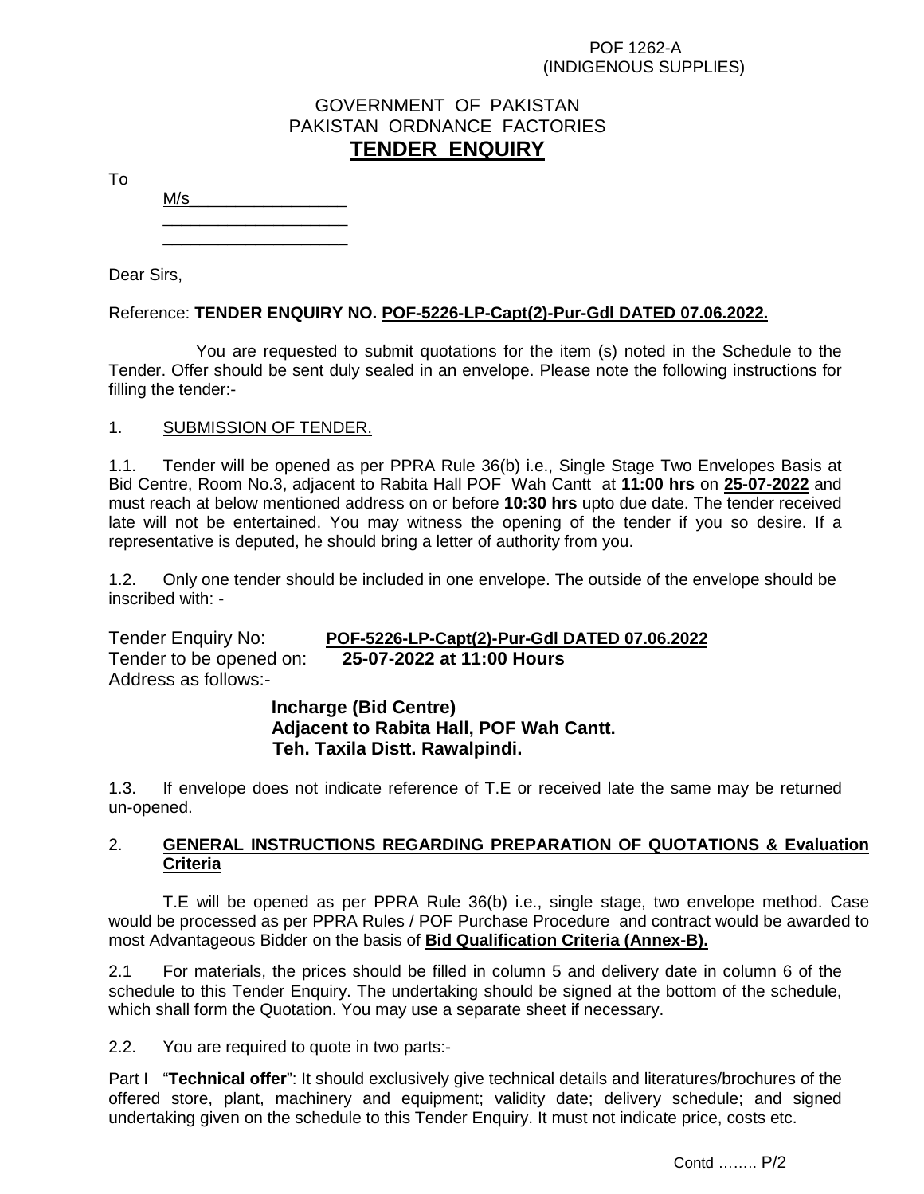POF 1262-A
(INDIGENOUS SUPPLIES)

GOVERNMENT OF PAKISTAN
PAKISTAN ORDNANCE FACTORIES

# TENDER ENQUIRY

To

M/s\_\_\_\_\_\_\_\_\_\_\_\_\_\_\_\_\_
\_\_\_\_\_\_\_\_\_\_\_\_\_\_\_\_\_\_\_\_
\_\_\_\_\_\_\_\_\_\_\_\_\_\_\_\_\_\_\_\_

Dear Sirs,

Reference: **TENDER ENQUIRY NO. POF-5226-LP-Capt(2)-Pur-Gdl DATED 07.06.2022.**

You are requested to submit quotations for the item (s) noted in the Schedule to the Tender. Offer should be sent duly sealed in an envelope. Please note the following instructions for filling the tender:-

1. SUBMISSION OF TENDER.

1.1. Tender will be opened as per PPRA Rule 36(b) i.e., Single Stage Two Envelopes Basis at Bid Centre, Room No.3, adjacent to Rabita Hall POF Wah Cantt at **11:00 hrs** on **25-07-2022** and must reach at below mentioned address on or before **10:30 hrs** upto due date. The tender received late will not be entertained. You may witness the opening of the tender if you so desire. If a representative is deputed, he should bring a letter of authority from you.

1.2. Only one tender should be included in one envelope. The outside of the envelope should be inscribed with: -

Tender Enquiry No: **POF-5226-LP-Capt(2)-Pur-Gdl DATED 07.06.2022**
Tender to be opened on: **25-07-2022 at 11:00 Hours**
Address as follows:-

**Incharge (Bid Centre)**
**Adjacent to Rabita Hall, POF Wah Cantt.**
**Teh. Taxila Distt. Rawalpindi.**

1.3. If envelope does not indicate reference of T.E or received late the same may be returned un-opened.

2. **GENERAL INSTRUCTIONS REGARDING PREPARATION OF QUOTATIONS & Evaluation Criteria**

T.E will be opened as per PPRA Rule 36(b) i.e., single stage, two envelope method. Case would be processed as per PPRA Rules / POF Purchase Procedure and contract would be awarded to most Advantageous Bidder on the basis of **Bid Qualification Criteria (Annex-B).**

2.1 For materials, the prices should be filled in column 5 and delivery date in column 6 of the schedule to this Tender Enquiry. The undertaking should be signed at the bottom of the schedule, which shall form the Quotation. You may use a separate sheet if necessary.

2.2. You are required to quote in two parts:-

Part I "**Technical offer**": It should exclusively give technical details and literatures/brochures of the offered store, plant, machinery and equipment; validity date; delivery schedule; and signed undertaking given on the schedule to this Tender Enquiry. It must not indicate price, costs etc.

Contd …….. P/2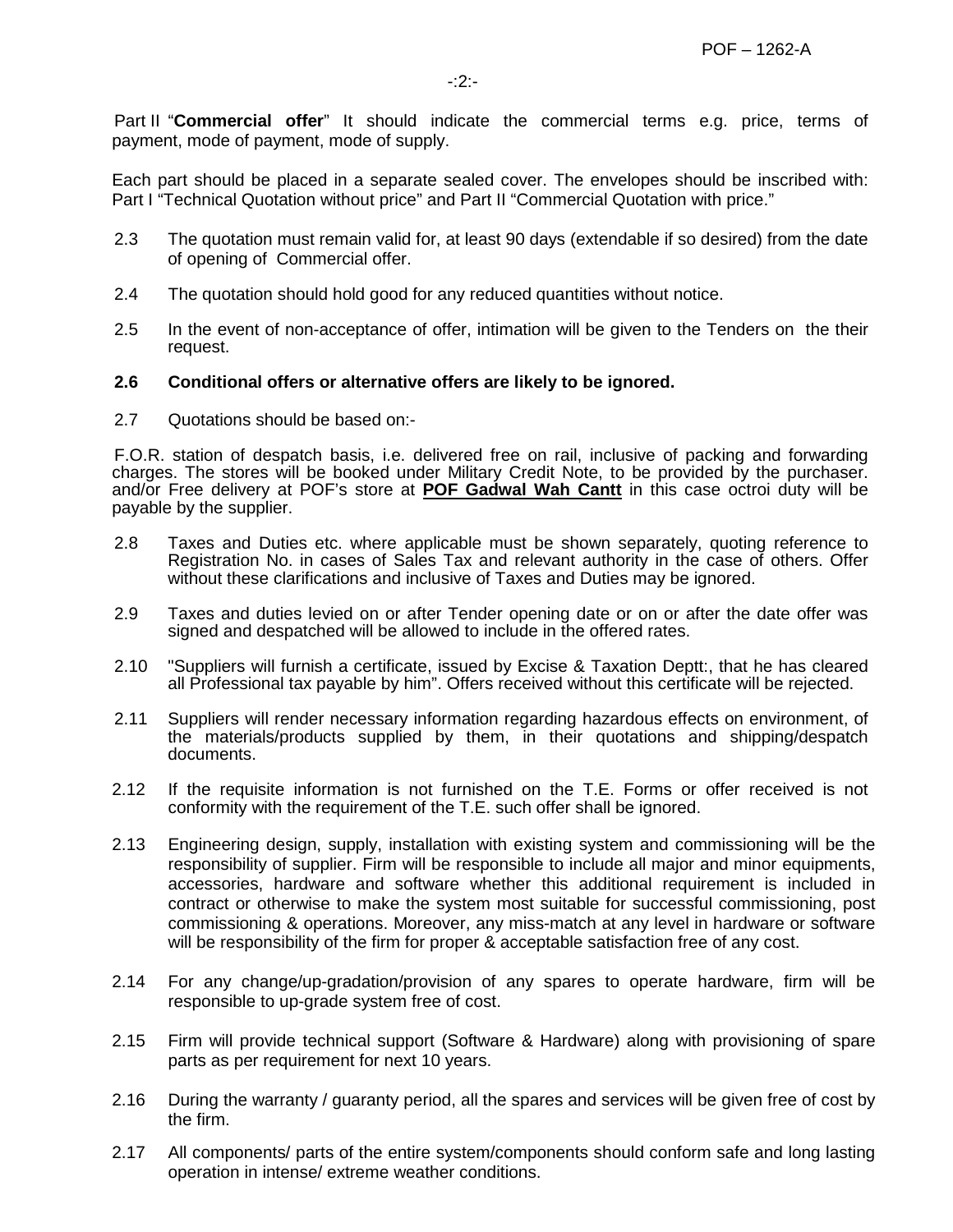Part II "**Commercial offer**" It should indicate the commercial terms e.g. price, terms of payment, mode of payment, mode of supply.

Each part should be placed in a separate sealed cover. The envelopes should be inscribed with: Part I "Technical Quotation without price" and Part II "Commercial Quotation with price."

2.3 The quotation must remain valid for, at least 90 days (extendable if so desired) from the date of opening of Commercial offer.

2.4 The quotation should hold good for any reduced quantities without notice.

2.5 In the event of non-acceptance of offer, intimation will be given to the Tenders on the their request.

**2.6 Conditional offers or alternative offers are likely to be ignored.**

2.7 Quotations should be based on:-

F.O.R. station of despatch basis, i.e. delivered free on rail, inclusive of packing and forwarding charges. The stores will be booked under Military Credit Note, to be provided by the purchaser. and/or Free delivery at POF's store at **POF Gadwal Wah Cantt** in this case octroi duty will be payable by the supplier.

2.8 Taxes and Duties etc. where applicable must be shown separately, quoting reference to Registration No. in cases of Sales Tax and relevant authority in the case of others. Offer without these clarifications and inclusive of Taxes and Duties may be ignored.

2.9 Taxes and duties levied on or after Tender opening date or on or after the date offer was signed and despatched will be allowed to include in the offered rates.

2.10 "Suppliers will furnish a certificate, issued by Excise & Taxation Deptt:, that he has cleared all Professional tax payable by him". Offers received without this certificate will be rejected.

2.11 Suppliers will render necessary information regarding hazardous effects on environment, of the materials/products supplied by them, in their quotations and shipping/despatch documents.

2.12 If the requisite information is not furnished on the T.E. Forms or offer received is not conformity with the requirement of the T.E. such offer shall be ignored.

2.13 Engineering design, supply, installation with existing system and commissioning will be the responsibility of supplier. Firm will be responsible to include all major and minor equipments, accessories, hardware and software whether this additional requirement is included in contract or otherwise to make the system most suitable for successful commissioning, post commissioning & operations. Moreover, any miss-match at any level in hardware or software will be responsibility of the firm for proper & acceptable satisfaction free of any cost.

2.14 For any change/up-gradation/provision of any spares to operate hardware, firm will be responsible to up-grade system free of cost.

2.15 Firm will provide technical support (Software & Hardware) along with provisioning of spare parts as per requirement for next 10 years.

2.16 During the warranty / guaranty period, all the spares and services will be given free of cost by the firm.

2.17 All components/ parts of the entire system/components should conform safe and long lasting operation in intense/ extreme weather conditions.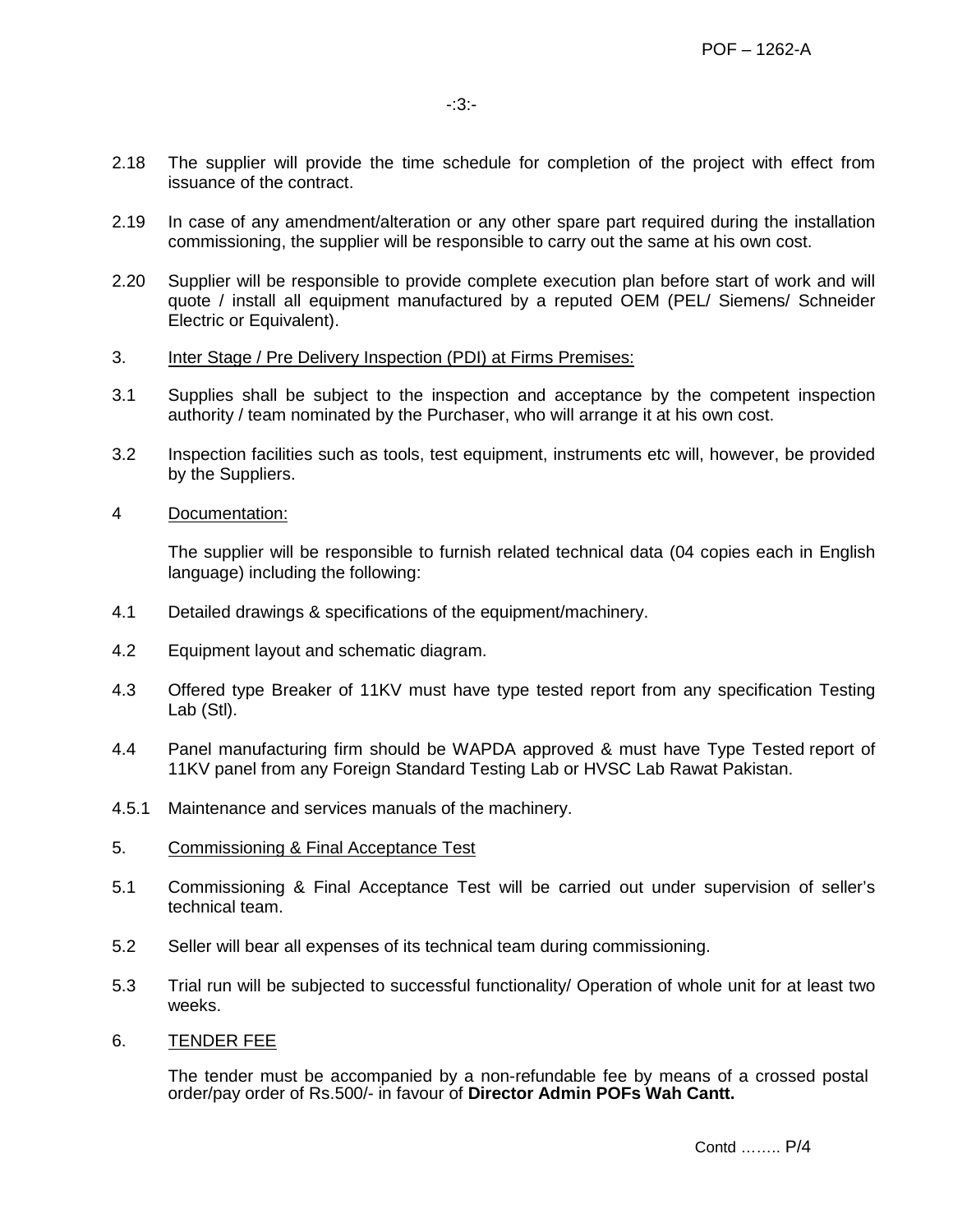2.18 The supplier will provide the time schedule for completion of the project with effect from issuance of the contract.

2.19 In case of any amendment/alteration or any other spare part required during the installation commissioning, the supplier will be responsible to carry out the same at his own cost.

2.20 Supplier will be responsible to provide complete execution plan before start of work and will quote / install all equipment manufactured by a reputed OEM (PEL/ Siemens/ Schneider Electric or Equivalent).

3. Inter Stage / Pre Delivery Inspection (PDI) at Firms Premises:

3.1 Supplies shall be subject to the inspection and acceptance by the competent inspection authority / team nominated by the Purchaser, who will arrange it at his own cost.

3.2 Inspection facilities such as tools, test equipment, instruments etc will, however, be provided by the Suppliers.

4 Documentation:

The supplier will be responsible to furnish related technical data (04 copies each in English language) including the following:

4.1 Detailed drawings & specifications of the equipment/machinery.

4.2 Equipment layout and schematic diagram.

4.3 Offered type Breaker of 11KV must have type tested report from any specification Testing Lab (Stl).

4.4 Panel manufacturing firm should be WAPDA approved & must have Type Tested report of 11KV panel from any Foreign Standard Testing Lab or HVSC Lab Rawat Pakistan.

4.5.1 Maintenance and services manuals of the machinery.

5. Commissioning & Final Acceptance Test

5.1 Commissioning & Final Acceptance Test will be carried out under supervision of seller's technical team.

5.2 Seller will bear all expenses of its technical team during commissioning.

5.3 Trial run will be subjected to successful functionality/ Operation of whole unit for at least two weeks.

6. TENDER FEE

The tender must be accompanied by a non-refundable fee by means of a crossed postal order/pay order of Rs.500/- in favour of **Director Admin POFs Wah Cantt.**

Contd …….. P/4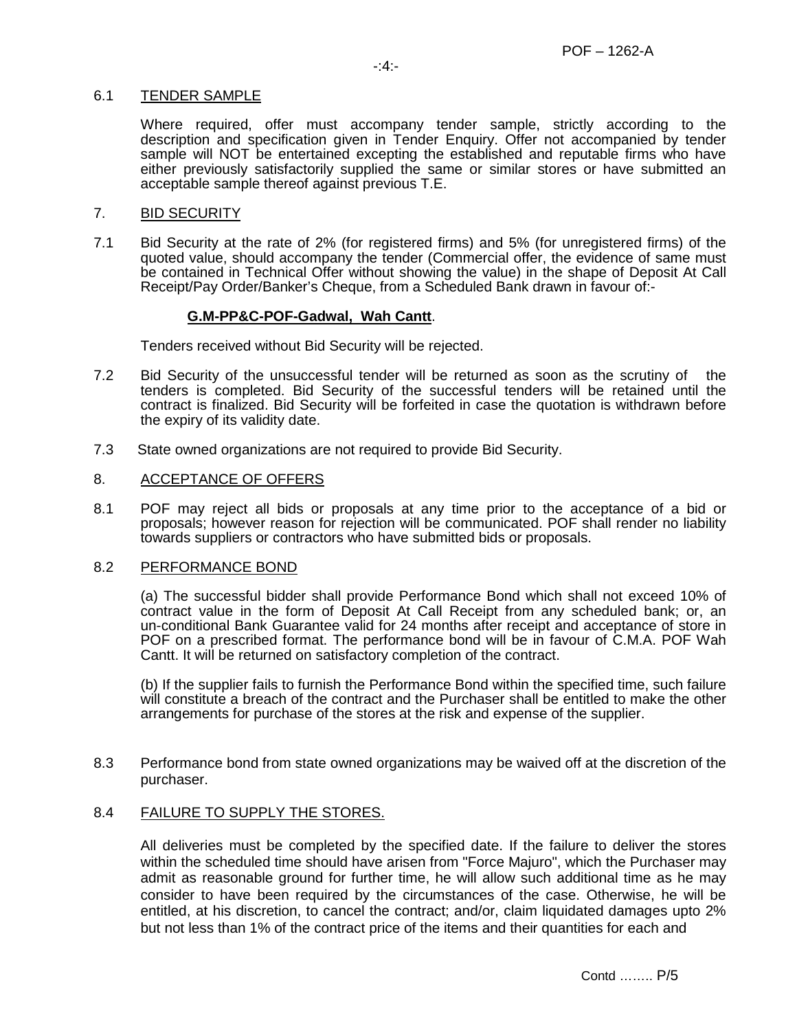6.1 TENDER SAMPLE

Where required, offer must accompany tender sample, strictly according to the description and specification given in Tender Enquiry. Offer not accompanied by tender sample will NOT be entertained excepting the established and reputable firms who have either previously satisfactorily supplied the same or similar stores or have submitted an acceptable sample thereof against previous T.E.

7. BID SECURITY

7.1 Bid Security at the rate of 2% (for registered firms) and 5% (for unregistered firms) of the quoted value, should accompany the tender (Commercial offer, the evidence of same must be contained in Technical Offer without showing the value) in the shape of Deposit At Call Receipt/Pay Order/Banker's Cheque, from a Scheduled Bank drawn in favour of:-

**G.M-PP&C-POF-Gadwal, Wah Cantt**.

Tenders received without Bid Security will be rejected.

7.2 Bid Security of the unsuccessful tender will be returned as soon as the scrutiny of the tenders is completed. Bid Security of the successful tenders will be retained until the contract is finalized. Bid Security will be forfeited in case the quotation is withdrawn before the expiry of its validity date.

7.3 State owned organizations are not required to provide Bid Security.

8. ACCEPTANCE OF OFFERS

8.1 POF may reject all bids or proposals at any time prior to the acceptance of a bid or proposals; however reason for rejection will be communicated. POF shall render no liability towards suppliers or contractors who have submitted bids or proposals.

8.2 PERFORMANCE BOND

(a) The successful bidder shall provide Performance Bond which shall not exceed 10% of contract value in the form of Deposit At Call Receipt from any scheduled bank; or, an un-conditional Bank Guarantee valid for 24 months after receipt and acceptance of store in POF on a prescribed format. The performance bond will be in favour of C.M.A. POF Wah Cantt. It will be returned on satisfactory completion of the contract.

(b) If the supplier fails to furnish the Performance Bond within the specified time, such failure will constitute a breach of the contract and the Purchaser shall be entitled to make the other arrangements for purchase of the stores at the risk and expense of the supplier.

8.3 Performance bond from state owned organizations may be waived off at the discretion of the purchaser.

8.4 FAILURE TO SUPPLY THE STORES.

All deliveries must be completed by the specified date. If the failure to deliver the stores within the scheduled time should have arisen from "Force Majuro", which the Purchaser may admit as reasonable ground for further time, he will allow such additional time as he may consider to have been required by the circumstances of the case. Otherwise, he will be entitled, at his discretion, to cancel the contract; and/or, claim liquidated damages upto 2% but not less than 1% of the contract price of the items and their quantities for each and

Contd …….. P/5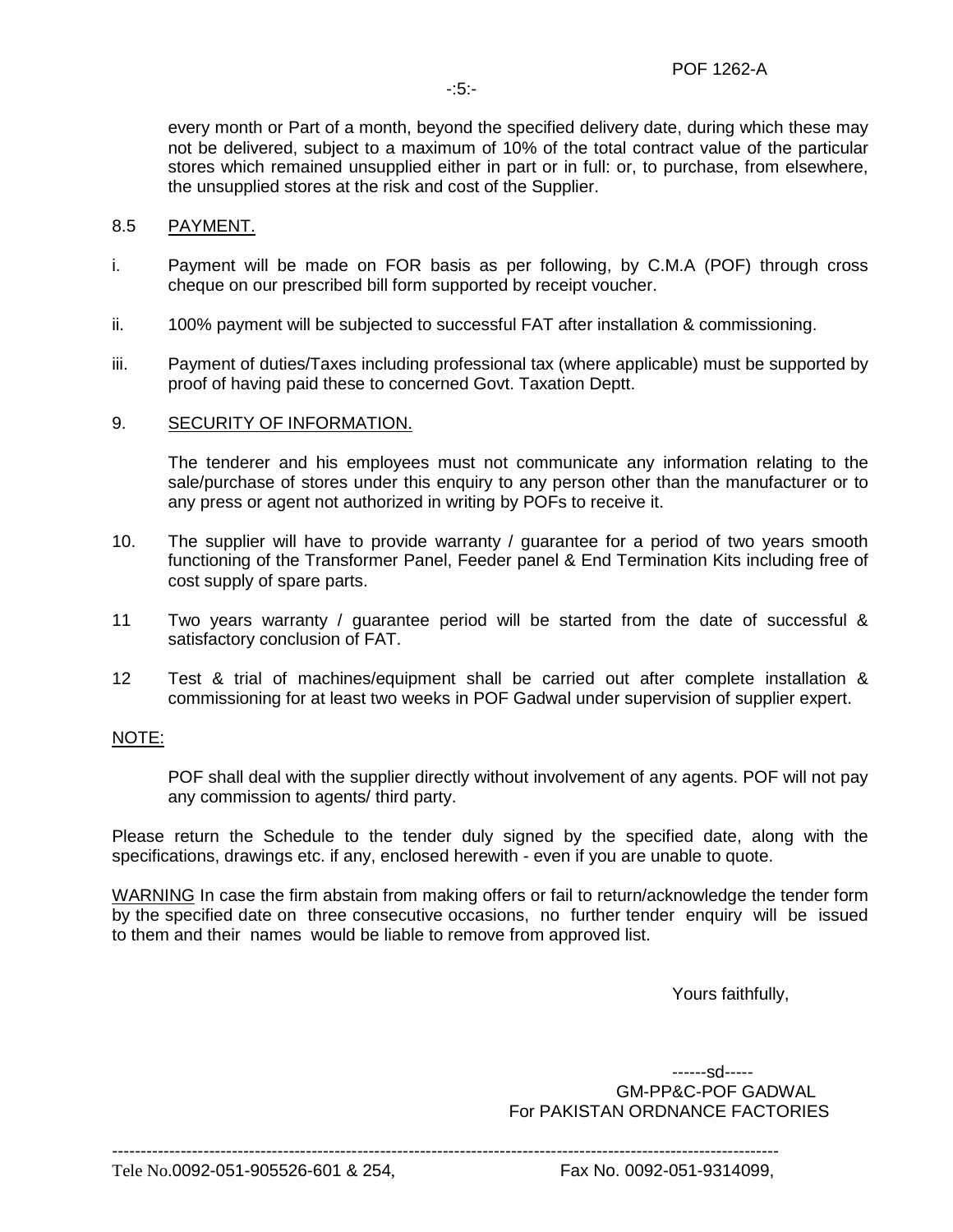every month or Part of a month, beyond the specified delivery date, during which these may not be delivered, subject to a maximum of 10% of the total contract value of the particular stores which remained unsupplied either in part or in full: or, to purchase, from elsewhere, the unsupplied stores at the risk and cost of the Supplier.

8.5 PAYMENT.

i. Payment will be made on FOR basis as per following, by C.M.A (POF) through cross cheque on our prescribed bill form supported by receipt voucher.

ii. 100% payment will be subjected to successful FAT after installation & commissioning.

iii. Payment of duties/Taxes including professional tax (where applicable) must be supported by proof of having paid these to concerned Govt. Taxation Deptt.

9. SECURITY OF INFORMATION.

The tenderer and his employees must not communicate any information relating to the sale/purchase of stores under this enquiry to any person other than the manufacturer or to any press or agent not authorized in writing by POFs to receive it.

10. The supplier will have to provide warranty / guarantee for a period of two years smooth functioning of the Transformer Panel, Feeder panel & End Termination Kits including free of cost supply of spare parts.

11 Two years warranty / guarantee period will be started from the date of successful & satisfactory conclusion of FAT.

12 Test & trial of machines/equipment shall be carried out after complete installation & commissioning for at least two weeks in POF Gadwal under supervision of supplier expert.

NOTE:

POF shall deal with the supplier directly without involvement of any agents. POF will not pay any commission to agents/ third party.

Please return the Schedule to the tender duly signed by the specified date, along with the specifications, drawings etc. if any, enclosed herewith - even if you are unable to quote.

WARNING In case the firm abstain from making offers or fail to return/acknowledge the tender form by the specified date on three consecutive occasions, no further tender enquiry will be issued to them and their names would be liable to remove from approved list.

Yours faithfully,

------sd-----
GM-PP&C-POF GADWAL
For PAKISTAN ORDNANCE FACTORIES

Tele No.0092-051-905526-601 & 254, Fax No. 0092-051-9314099,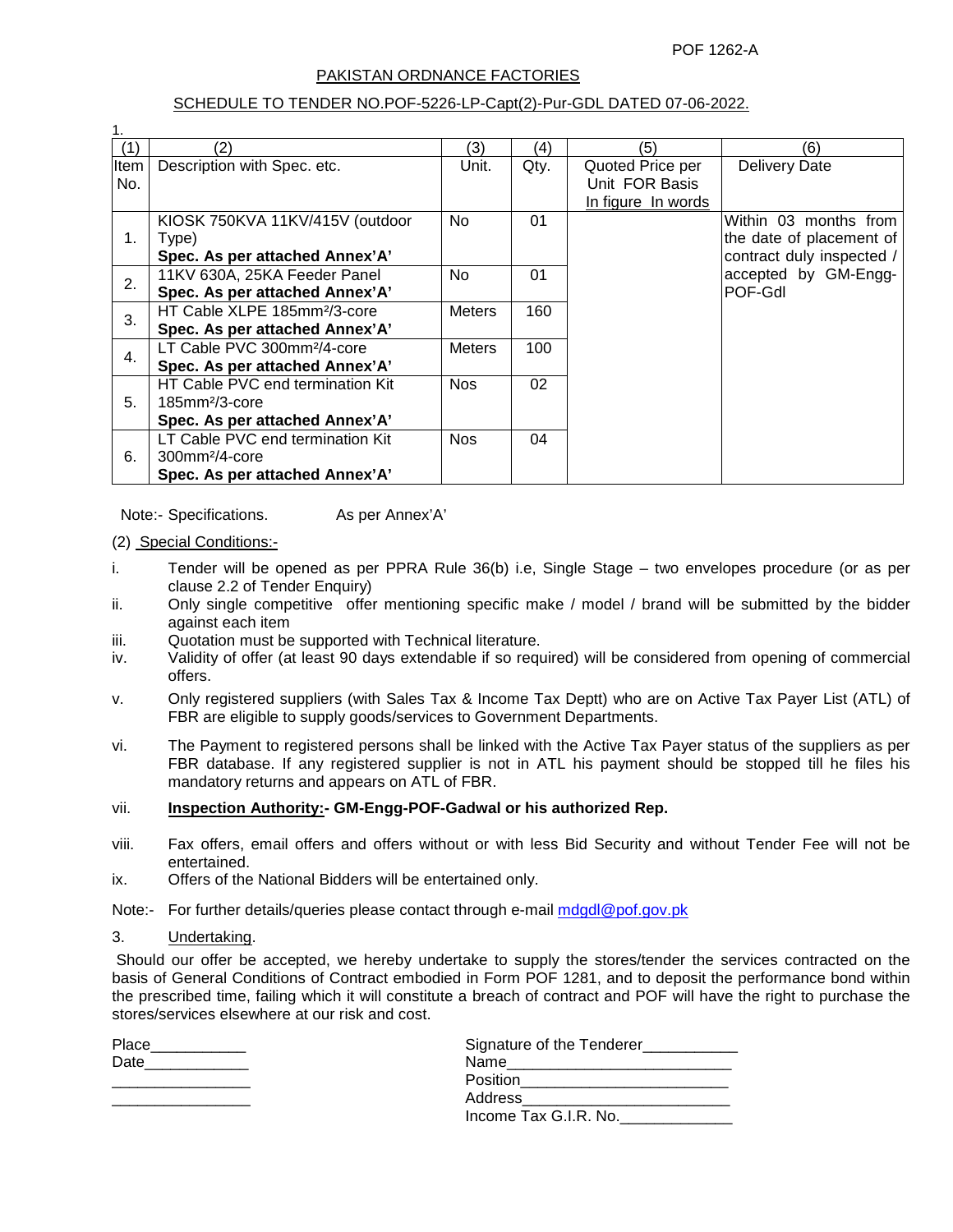POF 1262-A

## PAKISTAN ORDNANCE FACTORIES

### SCHEDULE TO TENDER NO.POF-5226-LP-Capt(2)-Pur-GDL DATED 07-06-2022.

1.

| (1) | (2) | (3) | (4) | (5) | (6) |
|---|---|---|---|---|---|
| Item No. | Description with Spec. etc. | Unit. | Qty. | Quoted Price per Unit FOR Basis In figure In words | Delivery Date |
| 1. | KIOSK 750KVA 11KV/415V (outdoor Type) **Spec. As per attached Annex'A'** | No | 01 | | Within 03 months from the date of placement of contract duly inspected / accepted by GM-Engg-POF-Gdl |
| 2. | 11KV 630A, 25KA Feeder Panel **Spec. As per attached Annex'A'** | No | 01 | | |
| 3. | HT Cable XLPE 185mm²/3-core **Spec. As per attached Annex'A'** | Meters | 160 | | |
| 4. | LT Cable PVC 300mm²/4-core **Spec. As per attached Annex'A'** | Meters | 100 | | |
| 5. | HT Cable PVC end termination Kit 185mm²/3-core **Spec. As per attached Annex'A'** | Nos | 02 | | |
| 6. | LT Cable PVC end termination Kit 300mm²/4-core **Spec. As per attached Annex'A'** | Nos | 04 | | |

Note:- Specifications. As per Annex'A'

(2) Special Conditions:-

i. Tender will be opened as per PPRA Rule 36(b) i.e, Single Stage – two envelopes procedure (or as per clause 2.2 of Tender Enquiry)

ii. Only single competitive offer mentioning specific make / model / brand will be submitted by the bidder against each item

iii. Quotation must be supported with Technical literature.

iv. Validity of offer (at least 90 days extendable if so required) will be considered from opening of commercial offers.

v. Only registered suppliers (with Sales Tax & Income Tax Deptt) who are on Active Tax Payer List (ATL) of FBR are eligible to supply goods/services to Government Departments.

vi. The Payment to registered persons shall be linked with the Active Tax Payer status of the suppliers as per FBR database. If any registered supplier is not in ATL his payment should be stopped till he files his mandatory returns and appears on ATL of FBR.

vii. **Inspection Authority:- GM-Engg-POF-Gadwal or his authorized Rep.**

viii. Fax offers, email offers and offers without or with less Bid Security and without Tender Fee will not be entertained.

ix. Offers of the National Bidders will be entertained only.

Note:- For further details/queries please contact through e-mail mdgdl@pof.gov.pk

3. Undertaking.

Should our offer be accepted, we hereby undertake to supply the stores/tender the services contracted on the basis of General Conditions of Contract embodied in Form POF 1281, and to deposit the performance bond within the prescribed time, failing which it will constitute a breach of contract and POF will have the right to purchase the stores/services elsewhere at our risk and cost.

Place___________
Date____________
________________
________________

Signature of the Tenderer___________
Name_________________________
Position________________________
Address________________________
Income Tax G.I.R. No._____________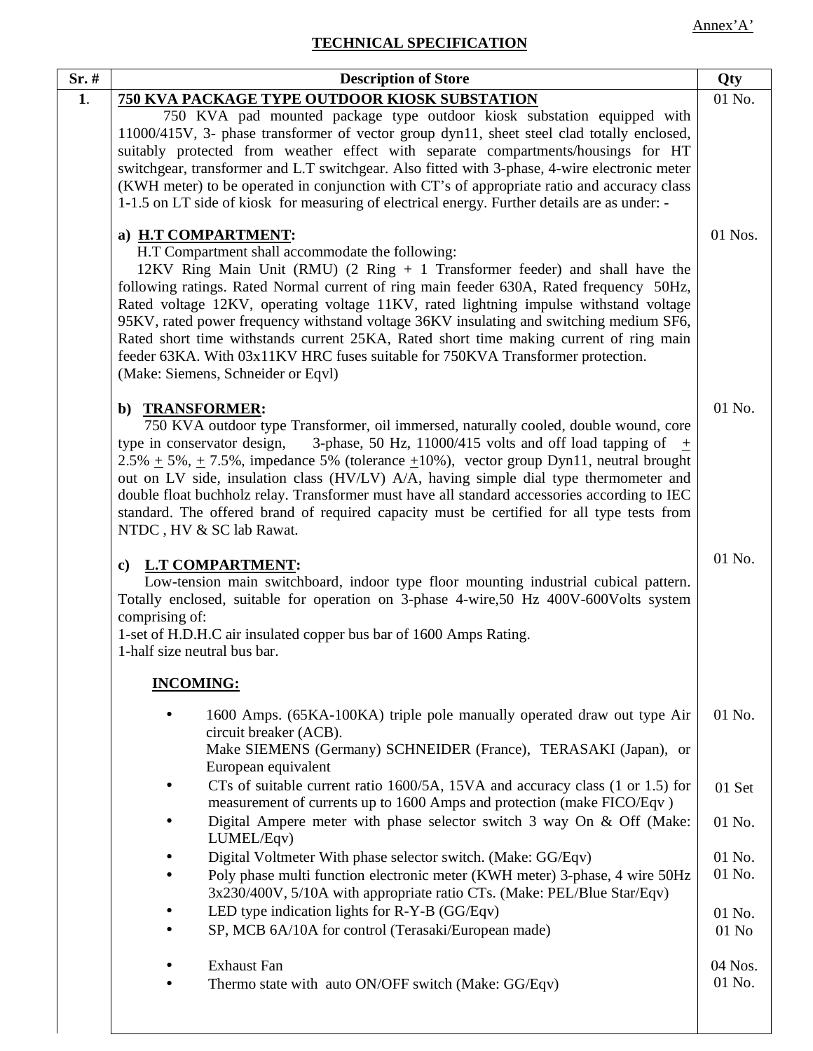Annex'A'

## TECHNICAL SPECIFICATION

| Sr. # | Description of Store | Qty |
|---|---|---|
| **1.** | **750 KVA PACKAGE TYPE OUTDOOR KIOSK SUBSTATION**<br>750 KVA pad mounted package type outdoor kiosk substation equipped with 11000/415V, 3- phase transformer of vector group dyn11, sheet steel clad totally enclosed, suitably protected from weather effect with separate compartments/housings for HT switchgear, transformer and L.T switchgear. Also fitted with 3-phase, 4-wire electronic meter (KWH meter) to be operated in conjunction with CT's of appropriate ratio and accuracy class 1-1.5 on LT side of kiosk for measuring of electrical energy. Further details are as under: - | 01 No. |
| | **a) H.T COMPARTMENT:**<br>H.T Compartment shall accommodate the following:<br>12KV Ring Main Unit (RMU) (2 Ring + 1 Transformer feeder) and shall have the following ratings. Rated Normal current of ring main feeder 630A, Rated frequency 50Hz, Rated voltage 12KV, operating voltage 11KV, rated lightning impulse withstand voltage 95KV, rated power frequency withstand voltage 36KV insulating and switching medium SF6, Rated short time withstands current 25KA, Rated short time making current of ring main feeder 63KA. With 03x11KV HRC fuses suitable for 750KVA Transformer protection.<br>(Make: Siemens, Schneider or Eqvl) | 01 Nos. |
| | **b) TRANSFORMER:**<br>750 KVA outdoor type Transformer, oil immersed, naturally cooled, double wound, core type in conservator design, 3-phase, 50 Hz, 11000/415 volts and off load tapping of ± 2.5% ± 5%, ± 7.5%, impedance 5% (tolerance ±10%), vector group Dyn11, neutral brought out on LV side, insulation class (HV/LV) A/A, having simple dial type thermometer and double float buchholz relay. Transformer must have all standard accessories according to IEC standard. The offered brand of required capacity must be certified for all type tests from NTDC , HV & SC lab Rawat. | 01 No. |
| | **c) L.T COMPARTMENT:**<br>Low-tension main switchboard, indoor type floor mounting industrial cubical pattern. Totally enclosed, suitable for operation on 3-phase 4-wire,50 Hz 400V-600Volts system comprising of:<br>1-set of H.D.H.C air insulated copper bus bar of 1600 Amps Rating.<br>1-half size neutral bus bar. | 01 No. |
| | **INCOMING:** | |
| | • 1600 Amps. (65KA-100KA) triple pole manually operated draw out type Air circuit breaker (ACB).<br>Make SIEMENS (Germany) SCHNEIDER (France), TERASAKI (Japan), or European equivalent | 01 No. |
| | • CTs of suitable current ratio 1600/5A, 15VA and accuracy class (1 or 1.5) for measurement of currents up to 1600 Amps and protection (make FICO/Eqv ) | 01 Set |
| | • Digital Ampere meter with phase selector switch 3 way On & Off (Make: LUMEL/Eqv) | 01 No. |
| | • Digital Voltmeter With phase selector switch. (Make: GG/Eqv) | 01 No. |
| | • Poly phase multi function electronic meter (KWH meter) 3-phase, 4 wire 50Hz 3x230/400V, 5/10A with appropriate ratio CTs. (Make: PEL/Blue Star/Eqv) | 01 No. |
| | • LED type indication lights for R-Y-B (GG/Eqv) | 01 No. |
| | • SP, MCB 6A/10A for control (Terasaki/European made) | 01 No |
| | • Exhaust Fan | 04 Nos. |
| | • Thermo state with auto ON/OFF switch (Make: GG/Eqv) | 01 No. |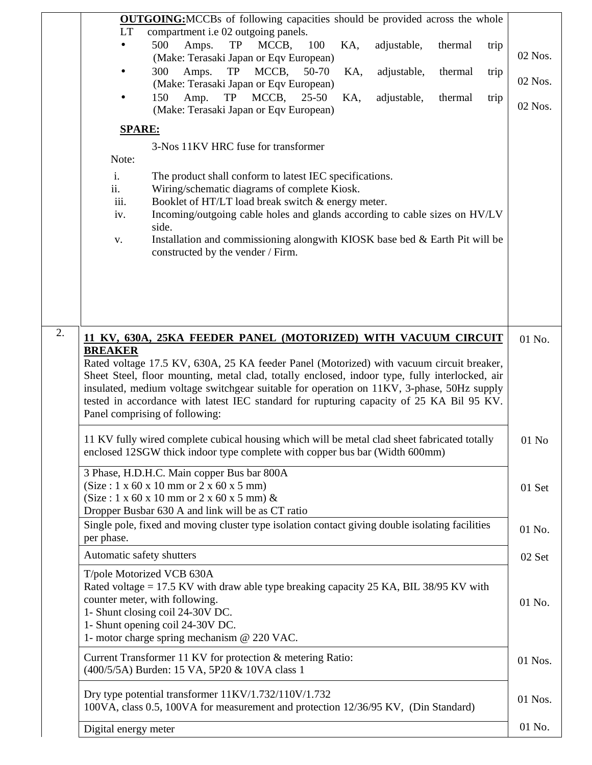| | | |
|---|---|---|
| | **OUTGOING:** MCCBs of following capacities should be provided across the whole LT compartment i.e 02 outgoing panels.<br>• 500 Amps. TP MCCB, 100 KA, adjustable, thermal trip (Make: Terasaki Japan or Eqv European)<br>• 300 Amps. TP MCCB, 50-70 KA, adjustable, thermal trip (Make: Terasaki Japan or Eqv European)<br>• 150 Amp. TP MCCB, 25-50 KA, adjustable, thermal trip (Make: Terasaki Japan or Eqv European)<br><br>**SPARE:**<br>3-Nos 11KV HRC fuse for transformer<br><br>Note:<br>i. The product shall conform to latest IEC specifications.<br>ii. Wiring/schematic diagrams of complete Kiosk.<br>iii. Booklet of HT/LT load break switch & energy meter.<br>iv. Incoming/outgoing cable holes and glands according to cable sizes on HV/LV side.<br>v. Installation and commissioning alongwith KIOSK base bed & Earth Pit will be constructed by the vender / Firm. | <br>02 Nos.<br>02 Nos.<br>02 Nos. |
| 2. | **11 KV, 630A, 25KA FEEDER PANEL (MOTORIZED) WITH VACUUM CIRCUIT BREAKER**<br>Rated voltage 17.5 KV, 630A, 25 KA feeder Panel (Motorized) with vacuum circuit breaker, Sheet Steel, floor mounting, metal clad, totally enclosed, indoor type, fully interlocked, air insulated, medium voltage switchgear suitable for operation on 11KV, 3-phase, 50Hz supply tested in accordance with latest IEC standard for rupturing capacity of 25 KA Bil 95 KV. Panel comprising of following: | 01 No. |
| | 11 KV fully wired complete cubical housing which will be metal clad sheet fabricated totally enclosed 12SGW thick indoor type complete with copper bus bar (Width 600mm) | 01 No |
| | 3 Phase, H.D.H.C. Main copper Bus bar 800A<br>(Size : 1 x 60 x 10 mm or 2 x 60 x 5 mm)<br>(Size : 1 x 60 x 10 mm or 2 x 60 x 5 mm) &<br>Dropper Busbar 630 A and link will be as CT ratio | 01 Set |
| | Single pole, fixed and moving cluster type isolation contact giving double isolating facilities per phase. | 01 No. |
| | Automatic safety shutters | 02 Set |
| | T/pole Motorized VCB 630A<br>Rated voltage = 17.5 KV with draw able type breaking capacity 25 KA, BIL 38/95 KV with counter meter, with following.<br>1- Shunt closing coil 24-30V DC.<br>1- Shunt opening coil 24-30V DC.<br>1- motor charge spring mechanism @ 220 VAC. | 01 No. |
| | Current Transformer 11 KV for protection & metering Ratio:<br>(400/5/5A) Burden: 15 VA, 5P20 & 10VA class 1 | 01 Nos. |
| | Dry type potential transformer 11KV/1.732/110V/1.732<br>100VA, class 0.5, 100VA for measurement and protection 12/36/95 KV, (Din Standard) | 01 Nos. |
| | Digital energy meter | 01 No. |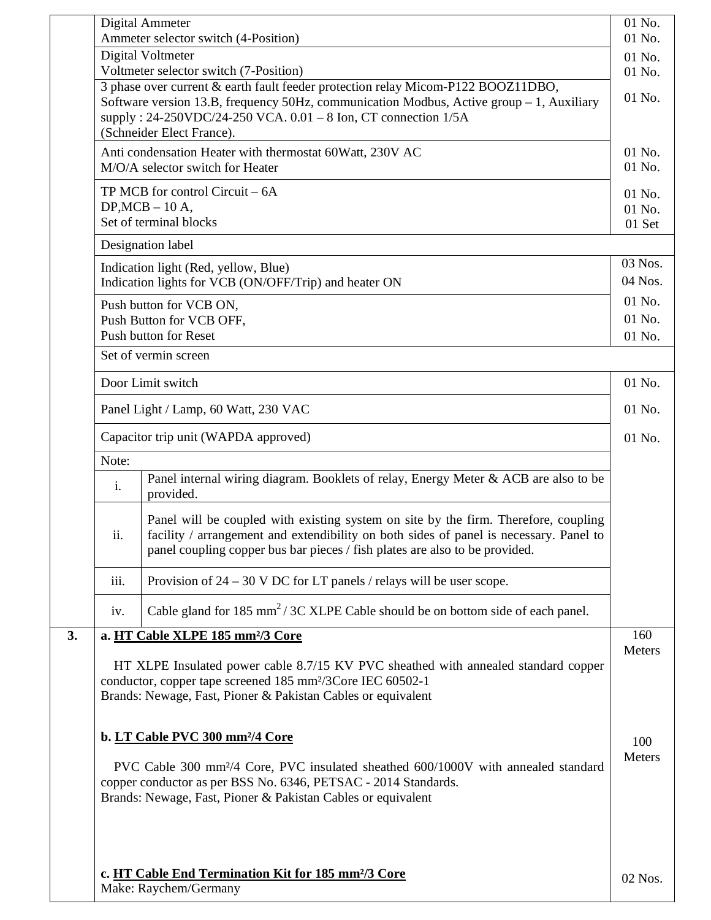| | | |
|---|---|---|
| | Digital Ammeter<br>Ammeter selector switch (4-Position) | 01 No.<br>01 No. |
| | Digital Voltmeter<br>Voltmeter selector switch (7-Position) | 01 No.<br>01 No. |
| | 3 phase over current & earth fault feeder protection relay Micom-P122 BOOZ11DBO, Software version 13.B, frequency 50Hz, communication Modbus, Active group – 1, Auxiliary supply : 24-250VDC/24-250 VCA. 0.01 – 8 Ion, CT connection 1/5A (Schneider Elect France). | 01 No. |
| | Anti condensation Heater with thermostat 60Watt, 230V AC<br>M/O/A selector switch for Heater | 01 No.<br>01 No. |
| | TP MCB for control Circuit – 6A<br>DP,MCB – 10 A,<br>Set of terminal blocks | 01 No.<br>01 No.<br>01 Set |
| | Designation label | |
| | Indication light (Red, yellow, Blue)<br>Indication lights for VCB (ON/OFF/Trip) and heater ON | 03 Nos.<br>04 Nos. |
| | Push button for VCB ON,<br>Push Button for VCB OFF,<br>Push button for Reset | 01 No.<br>01 No.<br>01 No. |
| | Set of vermin screen | |
| | Door Limit switch | 01 No. |
| | Panel Light / Lamp, 60 Watt, 230 VAC | 01 No. |
| | Capacitor trip unit (WAPDA approved) | 01 No. |
| | Note:<br>i. Panel internal wiring diagram. Booklets of relay, Energy Meter & ACB are also to be provided.<br>ii. Panel will be coupled with existing system on site by the firm. Therefore, coupling facility / arrangement and extendibility on both sides of panel is necessary. Panel to panel coupling copper bus bar pieces / fish plates are also to be provided.<br>iii. Provision of 24 – 30 V DC for LT panels / relays will be user scope.<br>iv. Cable gland for 185 mm$^2$ / 3C XLPE Cable should be on bottom side of each panel. | |
| **3.** | **a. HT Cable XLPE 185 mm²/3 Core**<br><br>HT XLPE Insulated power cable 8.7/15 KV PVC sheathed with annealed standard copper conductor, copper tape screened 185 mm²/3Core IEC 60502-1<br>Brands: Newage, Fast, Pioner & Pakistan Cables or equivalent | 160 Meters |
| | **b. LT Cable PVC 300 mm²/4 Core**<br><br>PVC Cable 300 mm²/4 Core, PVC insulated sheathed 600/1000V with annealed standard copper conductor as per BSS No. 6346, PETSAC - 2014 Standards.<br>Brands: Newage, Fast, Pioner & Pakistan Cables or equivalent | 100 Meters |
| | **c. HT Cable End Termination Kit for 185 mm²/3 Core**<br>Make: Raychem/Germany | 02 Nos. |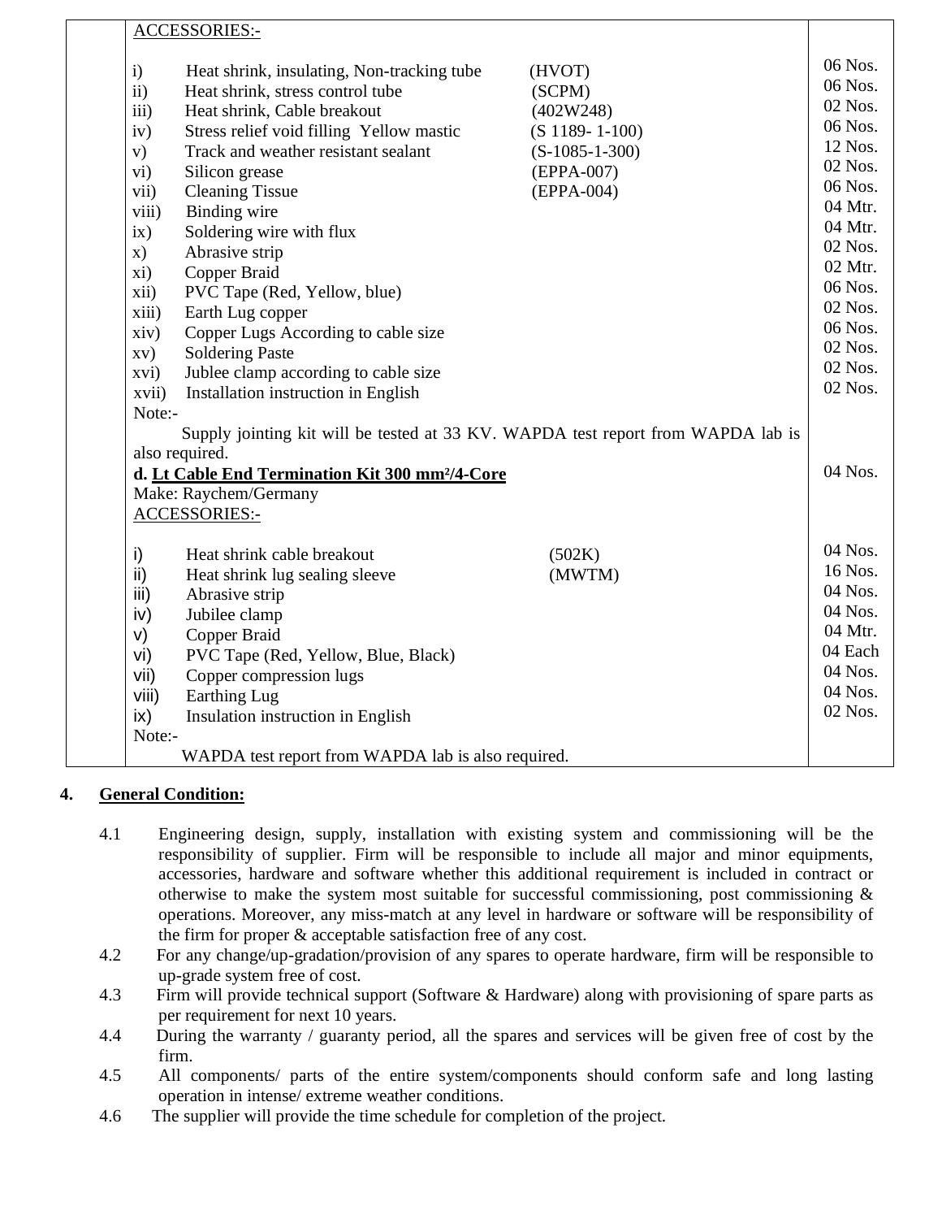| | Description | Qty |
|---|---|---|
| | ACCESSORIES:- | |
| | i) Heat shrink, insulating, Non-tracking tube (HVOT) | 06 Nos. |
| | ii) Heat shrink, stress control tube (SCPM) | 06 Nos. |
| | iii) Heat shrink, Cable breakout (402W248) | 02 Nos. |
| | iv) Stress relief void filling Yellow mastic (S 1189- 1-100) | 06 Nos. |
| | v) Track and weather resistant sealant (S-1085-1-300) | 12 Nos. |
| | vi) Silicon grease (EPPA-007) | 02 Nos. |
| | vii) Cleaning Tissue (EPPA-004) | 06 Nos. |
| | viii) Binding wire | 04 Mtr. |
| | ix) Soldering wire with flux | 04 Mtr. |
| | x) Abrasive strip | 02 Nos. |
| | xi) Copper Braid | 02 Mtr. |
| | xii) PVC Tape (Red, Yellow, blue) | 06 Nos. |
| | xiii) Earth Lug copper | 02 Nos. |
| | xiv) Copper Lugs According to cable size | 06 Nos. |
| | xv) Soldering Paste | 02 Nos. |
| | xvi) Jublee clamp according to cable size | 02 Nos. |
| | xvii) Installation instruction in English | 02 Nos. |
| | Note:- Supply jointing kit will be tested at 33 KV. WAPDA test report from WAPDA lab is also required. | |
| | **d. Lt Cable End Termination Kit 300 mm²/4-Core** Make: Raychem/Germany | 04 Nos. |
| | ACCESSORIES:- | |
| | i) Heat shrink cable breakout (502K) | 04 Nos. |
| | ii) Heat shrink lug sealing sleeve (MWTM) | 16 Nos. |
| | iii) Abrasive strip | 04 Nos. |
| | iv) Jubilee clamp | 04 Nos. |
| | v) Copper Braid | 04 Mtr. |
| | vi) PVC Tape (Red, Yellow, Blue, Black) | 04 Each |
| | vii) Copper compression lugs | 04 Nos. |
| | viii) Earthing Lug | 04 Nos. |
| | ix) Insulation instruction in English | 02 Nos. |
| | Note:- WAPDA test report from WAPDA lab is also required. | |

## 4. General Condition:

4.1 Engineering design, supply, installation with existing system and commissioning will be the responsibility of supplier. Firm will be responsible to include all major and minor equipments, accessories, hardware and software whether this additional requirement is included in contract or otherwise to make the system most suitable for successful commissioning, post commissioning & operations. Moreover, any miss-match at any level in hardware or software will be responsibility of the firm for proper & acceptable satisfaction free of any cost.

4.2 For any change/up-gradation/provision of any spares to operate hardware, firm will be responsible to up-grade system free of cost.

4.3 Firm will provide technical support (Software & Hardware) along with provisioning of spare parts as per requirement for next 10 years.

4.4 During the warranty / guaranty period, all the spares and services will be given free of cost by the firm.

4.5 All components/ parts of the entire system/components should conform safe and long lasting operation in intense/ extreme weather conditions.

4.6 The supplier will provide the time schedule for completion of the project.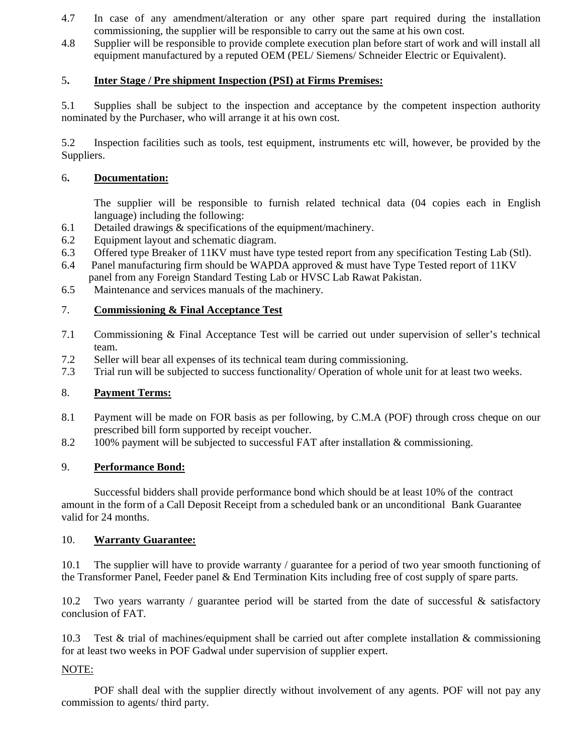4.7 In case of any amendment/alteration or any other spare part required during the installation commissioning, the supplier will be responsible to carry out the same at his own cost.

4.8 Supplier will be responsible to provide complete execution plan before start of work and will install all equipment manufactured by a reputed OEM (PEL/ Siemens/ Schneider Electric or Equivalent).

## 5. Inter Stage / Pre shipment Inspection (PSI) at Firms Premises:

5.1 Supplies shall be subject to the inspection and acceptance by the competent inspection authority nominated by the Purchaser, who will arrange it at his own cost.

5.2 Inspection facilities such as tools, test equipment, instruments etc will, however, be provided by the Suppliers.

## 6. Documentation:

The supplier will be responsible to furnish related technical data (04 copies each in English language) including the following:

6.1 Detailed drawings & specifications of the equipment/machinery.

6.2 Equipment layout and schematic diagram.

6.3 Offered type Breaker of 11KV must have type tested report from any specification Testing Lab (Stl).

6.4 Panel manufacturing firm should be WAPDA approved & must have Type Tested report of 11KV panel from any Foreign Standard Testing Lab or HVSC Lab Rawat Pakistan.

6.5 Maintenance and services manuals of the machinery.

## 7. Commissioning & Final Acceptance Test

7.1 Commissioning & Final Acceptance Test will be carried out under supervision of seller's technical team.

7.2 Seller will bear all expenses of its technical team during commissioning.

7.3 Trial run will be subjected to success functionality/ Operation of whole unit for at least two weeks.

## 8. Payment Terms:

8.1 Payment will be made on FOR basis as per following, by C.M.A (POF) through cross cheque on our prescribed bill form supported by receipt voucher.

8.2 100% payment will be subjected to successful FAT after installation & commissioning.

## 9. Performance Bond:

Successful bidders shall provide performance bond which should be at least 10% of the contract amount in the form of a Call Deposit Receipt from a scheduled bank or an unconditional Bank Guarantee valid for 24 months.

## 10. Warranty Guarantee:

10.1 The supplier will have to provide warranty / guarantee for a period of two year smooth functioning of the Transformer Panel, Feeder panel & End Termination Kits including free of cost supply of spare parts.

10.2 Two years warranty / guarantee period will be started from the date of successful & satisfactory conclusion of FAT.

10.3 Test & trial of machines/equipment shall be carried out after complete installation & commissioning for at least two weeks in POF Gadwal under supervision of supplier expert.

NOTE:

POF shall deal with the supplier directly without involvement of any agents. POF will not pay any commission to agents/ third party.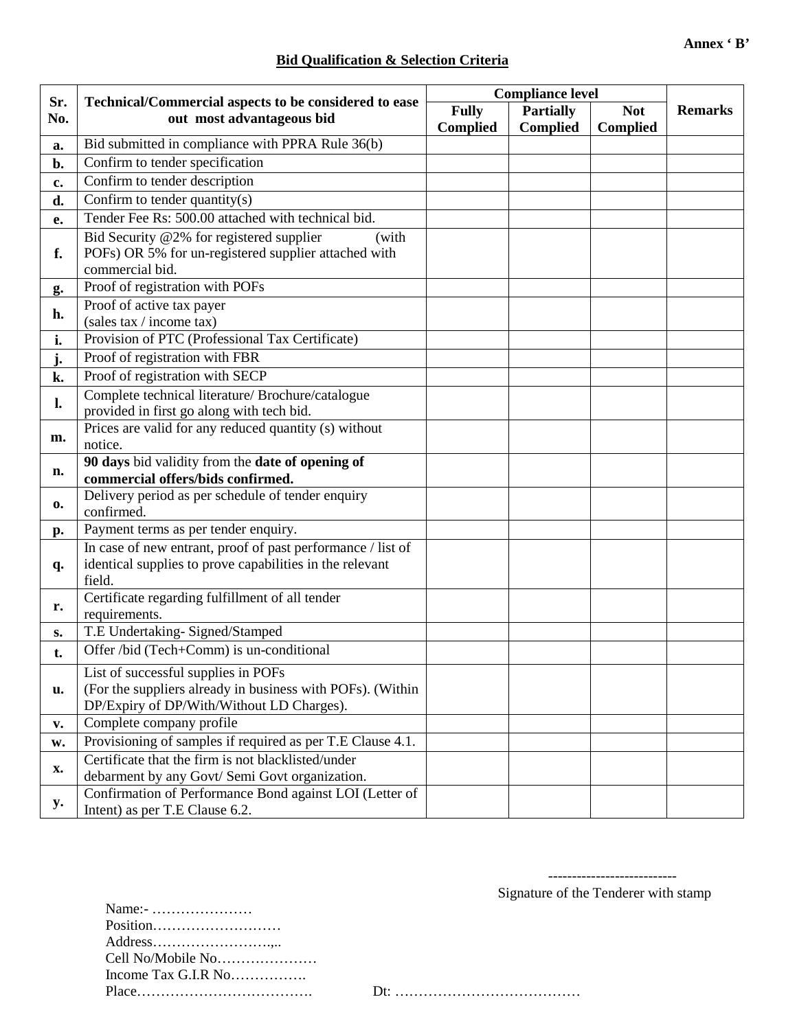Annex ' B'

## Bid Qualification & Selection Criteria

| Sr. No. | Technical/Commercial aspects to be considered to ease out most advantageous bid | Compliance level | | | Remarks |
|---|---|---|---|---|---|
| | | Fully Complied | Partially Complied | Not Complied | |
| a. | Bid submitted in compliance with PPRA Rule 36(b) | | | | |
| b. | Confirm to tender specification | | | | |
| c. | Confirm to tender description | | | | |
| d. | Confirm to tender quantity(s) | | | | |
| e. | Tender Fee Rs: 500.00 attached with technical bid. | | | | |
| f. | Bid Security @2% for registered supplier (with POFs) OR 5% for un-registered supplier attached with commercial bid. | | | | |
| g. | Proof of registration with POFs | | | | |
| h. | Proof of active tax payer (sales tax / income tax) | | | | |
| i. | Provision of PTC (Professional Tax Certificate) | | | | |
| j. | Proof of registration with FBR | | | | |
| k. | Proof of registration with SECP | | | | |
| l. | Complete technical literature/ Brochure/catalogue provided in first go along with tech bid. | | | | |
| m. | Prices are valid for any reduced quantity (s) without notice. | | | | |
| n. | **90 days** bid validity from the **date of opening of commercial offers/bids confirmed.** | | | | |
| o. | Delivery period as per schedule of tender enquiry confirmed. | | | | |
| p. | Payment terms as per tender enquiry. | | | | |
| q. | In case of new entrant, proof of past performance / list of identical supplies to prove capabilities in the relevant field. | | | | |
| r. | Certificate regarding fulfillment of all tender requirements. | | | | |
| s. | T.E Undertaking- Signed/Stamped | | | | |
| t. | Offer /bid (Tech+Comm) is un-conditional | | | | |
| u. | List of successful supplies in POFs (For the suppliers already in business with POFs). (Within DP/Expiry of DP/With/Without LD Charges). | | | | |
| v. | Complete company profile | | | | |
| w. | Provisioning of samples if required as per T.E Clause 4.1. | | | | |
| x. | Certificate that the firm is not blacklisted/under debarment by any Govt/ Semi Govt organization. | | | | |
| y. | Confirmation of Performance Bond against LOI (Letter of Intent) as per T.E Clause 6.2. | | | | |

---------------------------
Signature of the Tenderer with stamp

Name:- …………………
Position………………………
Address……………………..,..
Cell No/Mobile No…………………
Income Tax G.I.R No…………….
Place………………………………. Dt: …………………………………